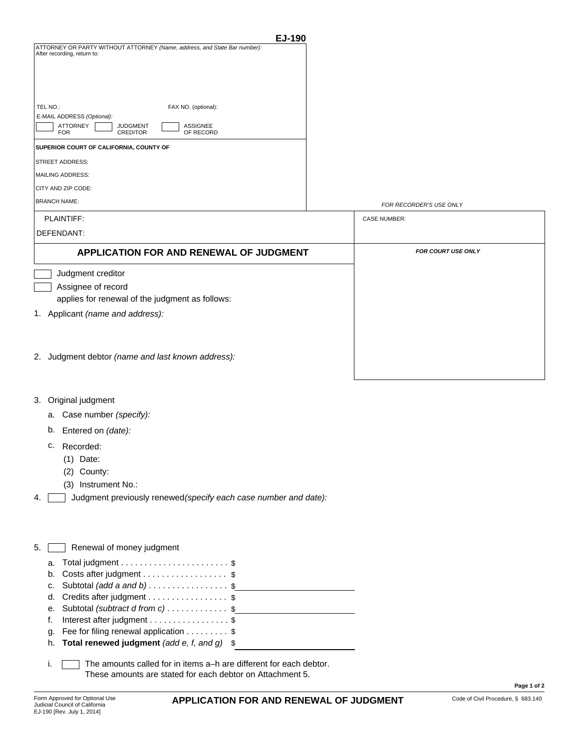EJ-190

ATTORNEY OR PARTY WITHOUT ATTORNEY *(Name, address, and State Bar number):*
After recording, return to:

TEL NO.: FAX NO. (optional):
E-MAIL ADDRESS *(Optional):*
☐ ATTORNEY FOR ☐ JUDGMENT CREDITOR ☐ ASSIGNEE OF RECORD

**SUPERIOR COURT OF CALIFORNIA, COUNTY OF**
STREET ADDRESS:
MAILING ADDRESS:
CITY AND ZIP CODE:
BRANCH NAME:

*FOR RECORDER'S USE ONLY*

PLAINTIFF:
DEFENDANT:

CASE NUMBER:

## APPLICATION FOR AND RENEWAL OF JUDGMENT

***FOR COURT USE ONLY***

☐ Judgment creditor
☐ Assignee of record
applies for renewal of the judgment as follows:

1. Applicant *(name and address):*

2. Judgment debtor *(name and last known address):*

3. Original judgment
   a. Case number *(specify):*
   b. Entered on *(date):*
   c. Recorded:
      (1) Date:
      (2) County:
      (3) Instrument No.:

4. ☐ Judgment previously renewed *(specify each case number and date):*

5. ☐ Renewal of money judgment
   a. Total judgment . . . . . . . . . . . . . . . . . . . . . . . $
   b. Costs after judgment . . . . . . . . . . . . . . . . . . $
   c. Subtotal *(add a and b)* . . . . . . . . . . . . . . . . . $
   d. Credits after judgment . . . . . . . . . . . . . . . . . $
   e. Subtotal *(subtract d from c)* . . . . . . . . . . . . . $
   f. Interest after judgment . . . . . . . . . . . . . . . . . $
   g. Fee for filing renewal application . . . . . . . . . $
   h. **Total renewed judgment** *(add e, f, and g)* $
   i. ☐ The amounts called for in items a–h are different for each debtor. These amounts are stated for each debtor on Attachment 5.

Form Approved for Optional Use
Judicial Council of California
EJ-190 [Rev. July 1, 2014]

**APPLICATION FOR AND RENEWAL OF JUDGMENT**

Code of Civil Procedure, § 683.140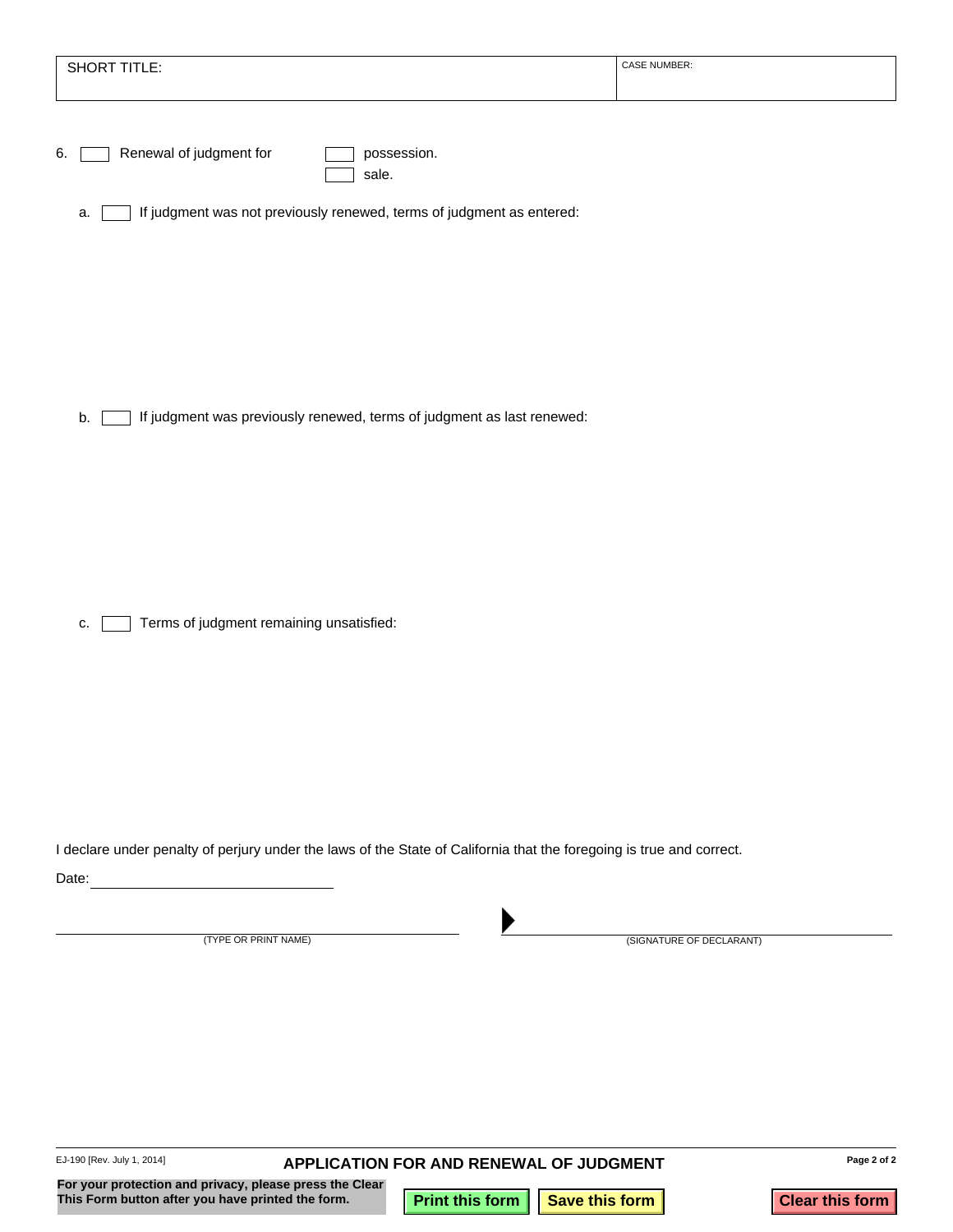| SHORT TITLE: | CASE NUMBER: |
| --- | --- |

6. ☐ Renewal of judgment for ☐ possession.
☐ sale.

a. ☐ If judgment was not previously renewed, terms of judgment as entered:

b. ☐ If judgment was previously renewed, terms of judgment as last renewed:

c. ☐ Terms of judgment remaining unsatisfied:

I declare under penalty of perjury under the laws of the State of California that the foregoing is true and correct.

Date: ______________________________

______________________________
(TYPE OR PRINT NAME)

▶ ______________________________
(SIGNATURE OF DECLARANT)

EJ-190 [Rev. July 1, 2014]

**APPLICATION FOR AND RENEWAL OF JUDGMENT**

**For your protection and privacy, please press the Clear This Form button after you have printed the form.**

Print this form | Save this form | Clear this form